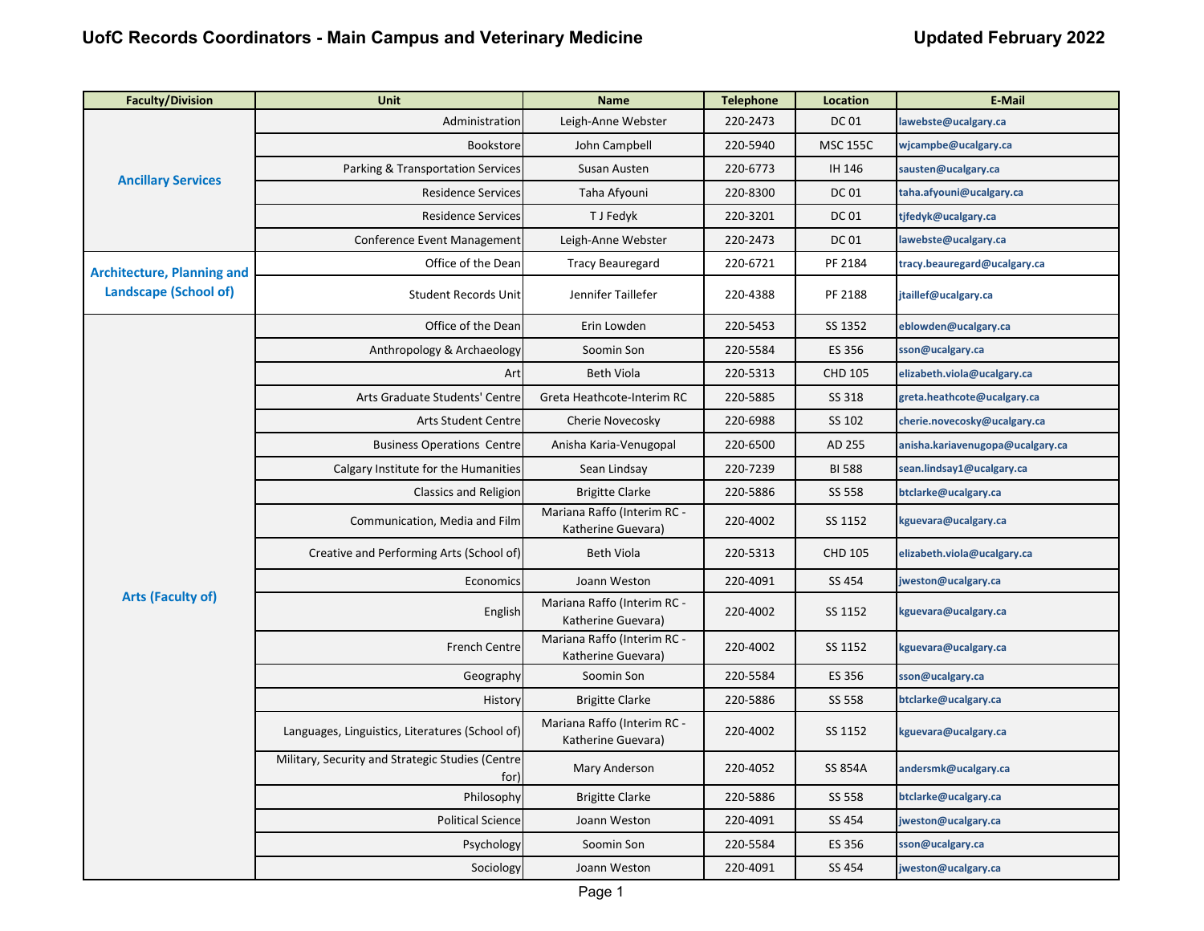# UofC Records Coordinators - Main Campus and Veterinary Medicine

Updated February 2022

| Faculty/Division | Unit | Name | Telephone | Location | E-Mail |
|---|---|---|---|---|---|
| Ancillary Services | Administration | Leigh-Anne Webster | 220-2473 | DC 01 | lawebste@ucalgary.ca |
| | Bookstore | John Campbell | 220-5940 | MSC 155C | wjcampbe@ucalgary.ca |
| | Parking & Transportation Services | Susan Austen | 220-6773 | IH 146 | sausten@ucalgary.ca |
| | Residence Services | Taha Afyouni | 220-8300 | DC 01 | taha.afyouni@ucalgary.ca |
| | Residence Services | T J Fedyk | 220-3201 | DC 01 | tjfedyk@ucalgary.ca |
| | Conference Event Management | Leigh-Anne Webster | 220-2473 | DC 01 | lawebste@ucalgary.ca |
| Architecture, Planning and Landscape (School of) | Office of the Dean | Tracy Beauregard | 220-6721 | PF 2184 | tracy.beauregard@ucalgary.ca |
| | Student Records Unit | Jennifer Taillefer | 220-4388 | PF 2188 | jtaillef@ucalgary.ca |
| Arts (Faculty of) | Office of the Dean | Erin Lowden | 220-5453 | SS 1352 | eblowden@ucalgary.ca |
| | Anthropology & Archaeology | Soomin Son | 220-5584 | ES 356 | sson@ucalgary.ca |
| | Art | Beth Viola | 220-5313 | CHD 105 | elizabeth.viola@ucalgary.ca |
| | Arts Graduate Students' Centre | Greta Heathcote-Interim RC | 220-5885 | SS 318 | greta.heathcote@ucalgary.ca |
| | Arts Student Centre | Cherie Novecosky | 220-6988 | SS 102 | cherie.novecosky@ucalgary.ca |
| | Business Operations Centre | Anisha Karia-Venugopal | 220-6500 | AD 255 | anisha.kariavenugopa@ucalgary.ca |
| | Calgary Institute for the Humanities | Sean Lindsay | 220-7239 | BI 588 | sean.lindsay1@ucalgary.ca |
| | Classics and Religion | Brigitte Clarke | 220-5886 | SS 558 | btclarke@ucalgary.ca |
| | Communication, Media and Film | Mariana Raffo (Interim RC - Katherine Guevara) | 220-4002 | SS 1152 | kguevara@ucalgary.ca |
| | Creative and Performing Arts (School of) | Beth Viola | 220-5313 | CHD 105 | elizabeth.viola@ucalgary.ca |
| | Economics | Joann Weston | 220-4091 | SS 454 | jweston@ucalgary.ca |
| | English | Mariana Raffo (Interim RC - Katherine Guevara) | 220-4002 | SS 1152 | kguevara@ucalgary.ca |
| | French Centre | Mariana Raffo (Interim RC - Katherine Guevara) | 220-4002 | SS 1152 | kguevara@ucalgary.ca |
| | Geography | Soomin Son | 220-5584 | ES 356 | sson@ucalgary.ca |
| | History | Brigitte Clarke | 220-5886 | SS 558 | btclarke@ucalgary.ca |
| | Languages, Linguistics, Literatures (School of) | Mariana Raffo (Interim RC - Katherine Guevara) | 220-4002 | SS 1152 | kguevara@ucalgary.ca |
| | Military, Security and Strategic Studies (Centre for) | Mary Anderson | 220-4052 | SS 854A | andersmk@ucalgary.ca |
| | Philosophy | Brigitte Clarke | 220-5886 | SS 558 | btclarke@ucalgary.ca |
| | Political Science | Joann Weston | 220-4091 | SS 454 | jweston@ucalgary.ca |
| | Psychology | Soomin Son | 220-5584 | ES 356 | sson@ucalgary.ca |
| | Sociology | Joann Weston | 220-4091 | SS 454 | jweston@ucalgary.ca |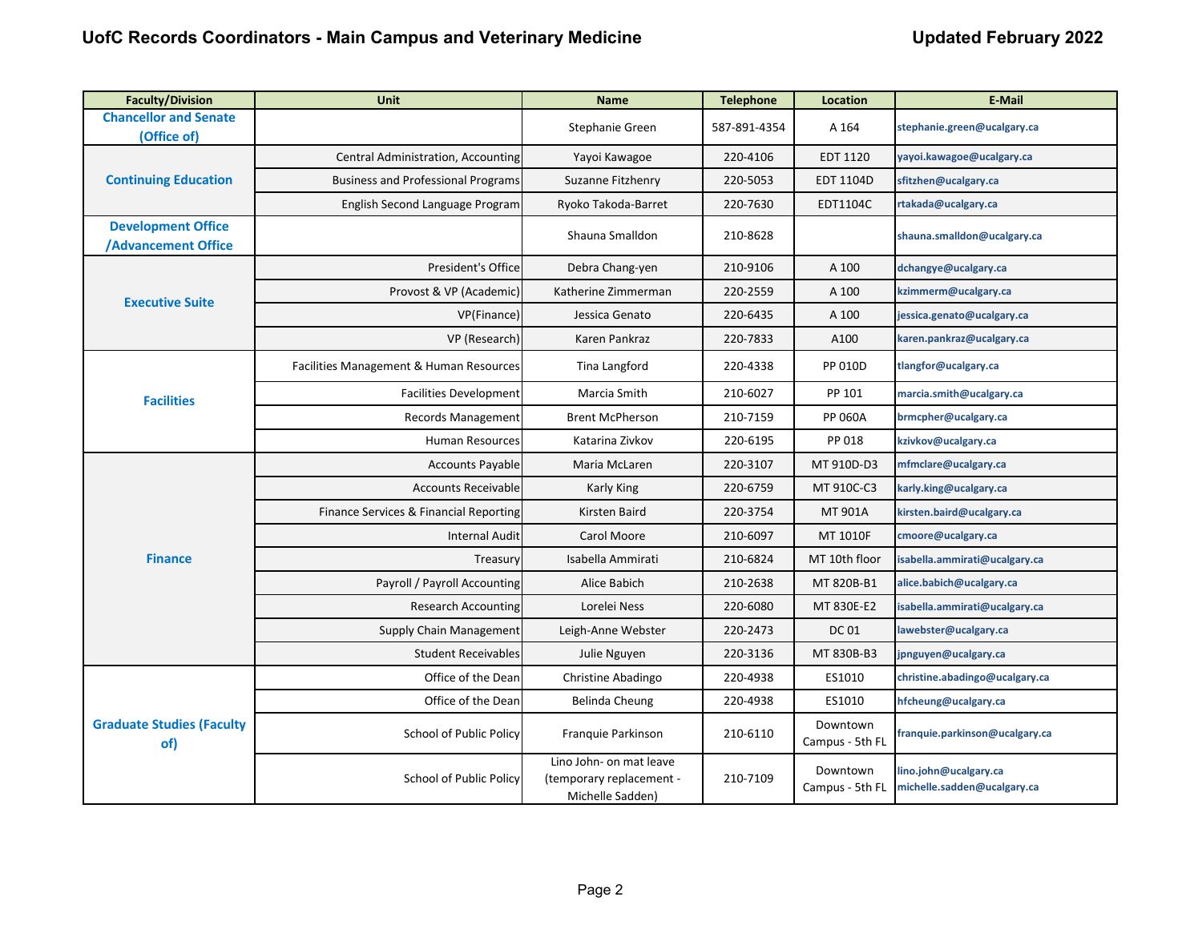# UofC Records Coordinators - Main Campus and Veterinary Medicine

**Updated February 2022**

| Faculty/Division | Unit | Name | Telephone | Location | E-Mail |
|---|---|---|---|---|---|
| Chancellor and Senate (Office of) | | Stephanie Green | 587-891-4354 | A 164 | stephanie.green@ucalgary.ca |
| Continuing Education | Central Administration, Accounting | Yayoi Kawagoe | 220-4106 | EDT 1120 | yakawago@ucalgary.ca |
| | Business and Professional Programs | Suzanne Fitzhenry | 220-5053 | EDT 1104D | sfitzhen@ucalgary.ca |
| | English Second Language Program | Ryoko Takoda-Barret | 220-7630 | EDT1104C | rtakada@ucalgary.ca |
| Development Office /Advancement Office | | Shauna Smalldon | 210-8628 | | shauna.smalldon@ucalgary.ca |
| Executive Suite | President's Office | Debra Chang-yen | 210-9106 | A 100 | dchangye@ucalgary.ca |
| | Provost & VP (Academic) | Katherine Zimmerman | 220-2559 | A 100 | kzimmerm@ucalgary.ca |
| | VP(Finance) | Jessica Genato | 220-6435 | A 100 | jessica.genato@ucalgary.ca |
| | VP (Research) | Karen Pankraz | 220-7833 | A100 | karen.pankraz@ucalgary.ca |
| Facilities | Facilities Management & Human Resources | Tina Langford | 220-4338 | PP 010D | tlangfor@ucalgary.ca |
| | Facilities Development | Marcia Smith | 210-6027 | PP 101 | marcia.smith@ucalgary.ca |
| | Records Management | Brent McPherson | 210-7159 | PP 060A | brmcpher@ucalgary.ca |
| | Human Resources | Katarina Zivkov | 220-6195 | PP 018 | kzivkov@ucalgary.ca |
| Finance | Accounts Payable | Maria McLaren | 220-3107 | MT 910D-D3 | mfmclare@ucalgary.ca |
| | Accounts Receivable | Karly King | 220-6759 | MT 910C-C3 | karly.king@ucalgary.ca |
| | Finance Services & Financial Reporting | Kirsten Baird | 220-3754 | MT 901A | kirsten.baird@ucalgary.ca |
| | Internal Audit | Carol Moore | 210-6097 | MT 1010F | cmoore@ucalgary.ca |
| | Treasury | Isabella Ammirati | 210-6824 | MT 10th floor | isabella.ammirati@ucalgary.ca |
| | Payroll / Payroll Accounting | Alice Babich | 210-2638 | MT 820B-B1 | alice.babich@ucalgary.ca |
| | Research Accounting | Lorelei Ness | 220-6080 | MT 830E-E2 | isabella.ammirati@ucalgary.ca |
| | Supply Chain Management | Leigh-Anne Webster | 220-2473 | DC 01 | lawebster@ucalgary.ca |
| | Student Receivables | Julie Nguyen | 220-3136 | MT 830B-B3 | jpnguyen@ucalgary.ca |
| Graduate Studies (Faculty of) | Office of the Dean | Christine Abadingo | 220-4938 | ES1010 | christine.abadingo@ucalgary.ca |
| | Office of the Dean | Belinda Cheung | 220-4938 | ES1010 | hfcheung@ucalgary.ca |
| | School of Public Policy | Franquie Parkinson | 210-6110 | Downtown Campus - 5th FL | franquie.parkinson@ucalgary.ca |
| | School of Public Policy | Lino John- on mat leave (temporary replacement - Michelle Sadden) | 210-7109 | Downtown Campus - 5th FL | lino.john@ucalgary.ca michelle.sadden@ucalgary.ca |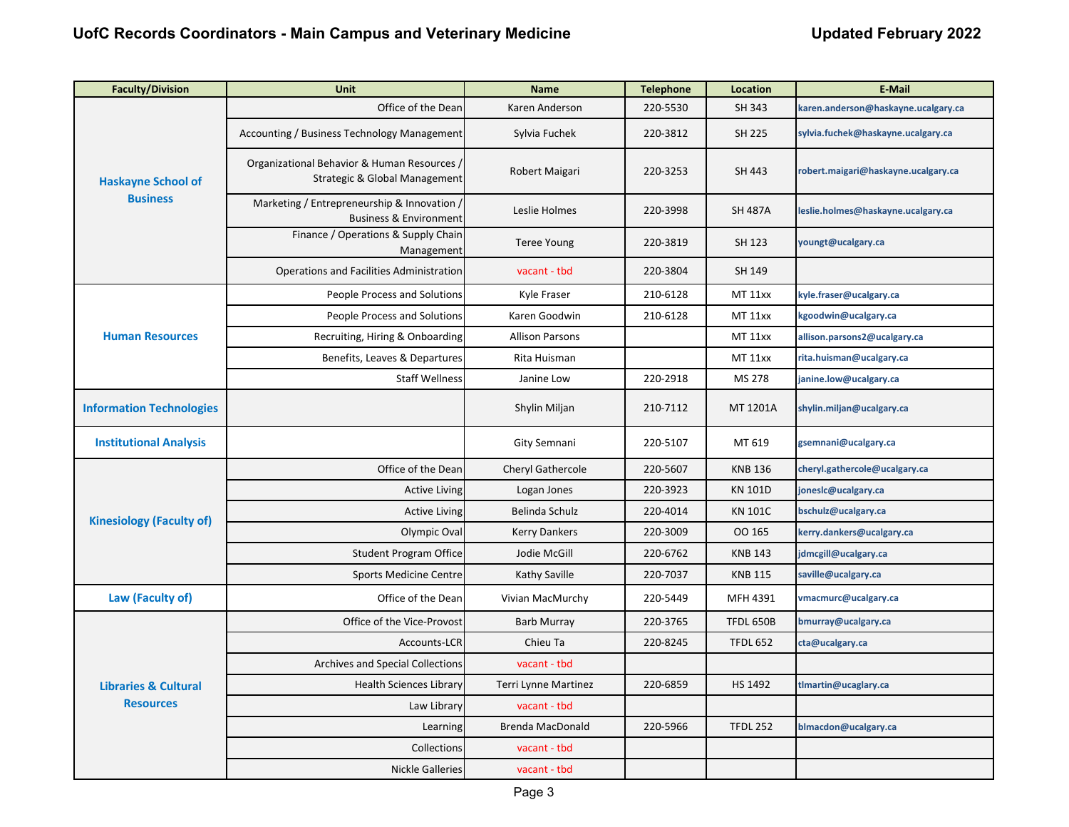# UofC Records Coordinators - Main Campus and Veterinary Medicine

Updated February 2022

| Faculty/Division | Unit | Name | Telephone | Location | E-Mail |
|---|---|---|---|---|---|
| Haskayne School of Business | Office of the Dean | Karen Anderson | 220-5530 | SH 343 | karen.anderson@haskayne.ucalgary.ca |
| | Accounting / Business Technology Management | Sylvia Fuchek | 220-3812 | SH 225 | sylvia.fuchek@haskayne.ucalgary.ca |
| | Organizational Behavior & Human Resources / Strategic & Global Management | Robert Maigari | 220-3253 | SH 443 | robert.maigari@haskayne.ucalgary.ca |
| | Marketing / Entrepreneurship & Innovation / Business & Environment | Leslie Holmes | 220-3998 | SH 487A | leslie.holmes@haskayne.ucalgary.ca |
| | Finance / Operations & Supply Chain Management | Teree Young | 220-3819 | SH 123 | youngt@ucalgary.ca |
| | Operations and Facilities Administration | vacant - tbd | 220-3804 | SH 149 | |
| Human Resources | People Process and Solutions | Kyle Fraser | 210-6128 | MT 11xx | kyle.fraser@ucalgary.ca |
| | People Process and Solutions | Karen Goodwin | 210-6128 | MT 11xx | kgoodwin@ucalgary.ca |
| | Recruiting, Hiring & Onboarding | Allison Parsons | | MT 11xx | allison.parsons2@ucalgary.ca |
| | Benefits, Leaves & Departures | Rita Huisman | | MT 11xx | rita.huisman@ucalgary.ca |
| | Staff Wellness | Janine Low | 220-2918 | MS 278 | janine.low@ucalgary.ca |
| Information Technologies | | Shylin Miljan | 210-7112 | MT 1201A | shylin.miljan@ucalgary.ca |
| Institutional Analysis | | Gity Semnani | 220-5107 | MT 619 | gsemnani@ucalgary.ca |
| Kinesiology (Faculty of) | Office of the Dean | Cheryl Gathercole | 220-5607 | KNB 136 | cheryl.gathercole@ucalgary.ca |
| | Active Living | Logan Jones | 220-3923 | KN 101D | joneslc@ucalgary.ca |
| | Active Living | Belinda Schulz | 220-4014 | KN 101C | bschulz@ucalgary.ca |
| | Olympic Oval | Kerry Dankers | 220-3009 | OO 165 | kerry.dankers@ucalgary.ca |
| | Student Program Office | Jodie McGill | 220-6762 | KNB 143 | jdmcgill@ucalgary.ca |
| | Sports Medicine Centre | Kathy Saville | 220-7037 | KNB 115 | saville@ucalgary.ca |
| Law (Faculty of) | Office of the Dean | Vivian MacMurchy | 220-5449 | MFH 4391 | vmacmurc@ucalgary.ca |
| Libraries & Cultural Resources | Office of the Vice-Provost | Barb Murray | 220-3765 | TFDL 650B | bmurray@ucalgary.ca |
| | Accounts-LCR | Chieu Ta | 220-8245 | TFDL 652 | cta@ucalgary.ca |
| | Archives and Special Collections | vacant - tbd | | | |
| | Health Sciences Library | Terri Lynne Martinez | 220-6859 | HS 1492 | tlmartin@ucaglary.ca |
| | Law Library | vacant - tbd | | | |
| | Learning | Brenda MacDonald | 220-5966 | TFDL 252 | blmacdon@ucalgary.ca |
| | Collections | vacant - tbd | | | |
| | Nickle Galleries | vacant - tbd | | | |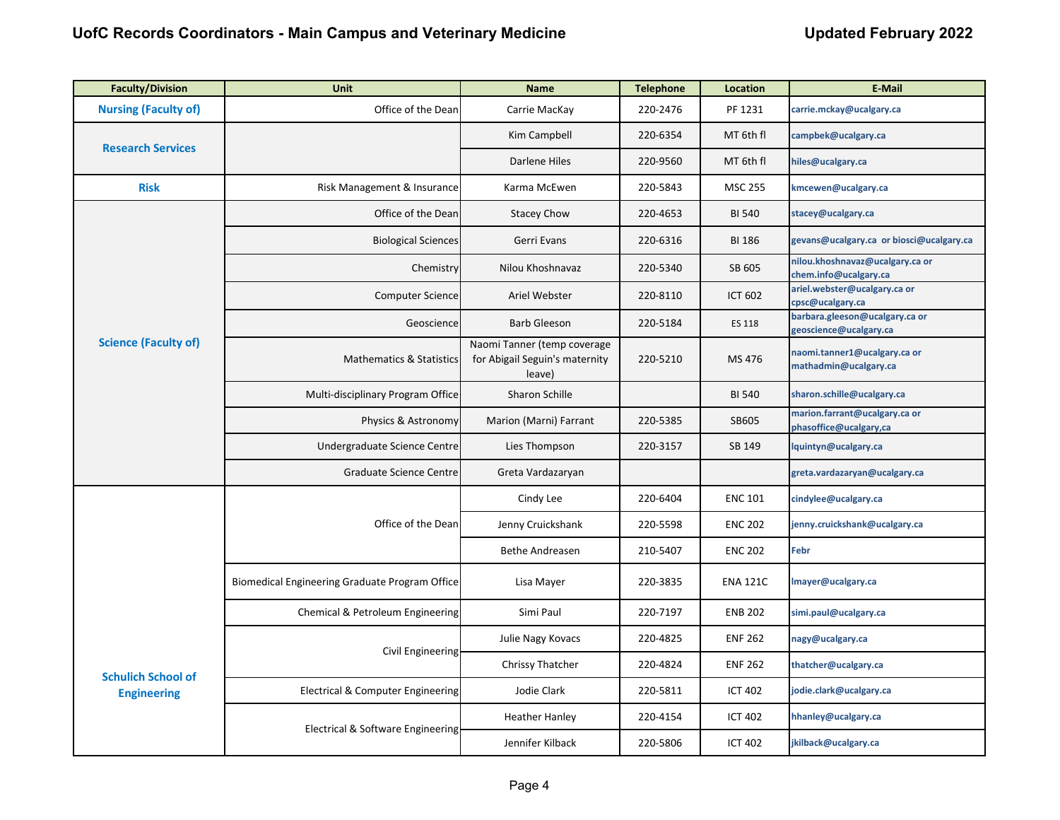# UofC Records Coordinators - Main Campus and Veterinary Medicine

**Updated February 2022**

| Faculty/Division | Unit | Name | Telephone | Location | E-Mail |
|---|---|---|---|---|---|
| Nursing (Faculty of) | Office of the Dean | Carrie MacKay | 220-2476 | PF 1231 | carrie.mckay@ucalgary.ca |
| Research Services | | Kim Campbell | 220-6354 | MT 6th fl | campbek@ucalgary.ca |
| | | Darlene Hiles | 220-9560 | MT 6th fl | hiles@ucalgary.ca |
| Risk | Risk Management & Insurance | Karma McEwen | 220-5843 | MSC 255 | kmcewen@ucalgary.ca |
| Science (Faculty of) | Office of the Dean | Stacey Chow | 220-4653 | BI 540 | stacey@ucalgary.ca |
| | Biological Sciences | Gerri Evans | 220-6316 | BI 186 | gevans@ucalgary.ca or biosci@ucalgary.ca |
| | Chemistry | Nilou Khoshnavaz | 220-5340 | SB 605 | nilou.khoshnavaz@ucalgary.ca or chem.info@ucalgary.ca |
| | Computer Science | Ariel Webster | 220-8110 | ICT 602 | ariel.webster@ucalgary.ca or cpsc@ucalgary.ca |
| | Geoscience | Barb Gleeson | 220-5184 | ES 118 | barbara.gleeson@ucalgary.ca or geoscience@ucalgary.ca |
| | Mathematics & Statistics | Naomi Tanner (temp coverage for Abigail Seguin's maternity leave) | 220-5210 | MS 476 | naomi.tanner1@ucalgary.ca or mathadmin@ucalgary.ca |
| | Multi-disciplinary Program Office | Sharon Schille | | BI 540 | sharon.schille@ucalgary.ca |
| | Physics & Astronomy | Marion (Marni) Farrant | 220-5385 | SB605 | marion.farrant@ucalgary.ca or phasoffice@ucalgary,ca |
| | Undergraduate Science Centre | Lies Thompson | 220-3157 | SB 149 | lquintyn@ucalgary.ca |
| | Graduate Science Centre | Greta Vardazaryan | | | greta.vardazaryan@ucalgary.ca |
| Schulich School of Engineering | Office of the Dean | Cindy Lee | 220-6404 | ENC 101 | cindylee@ucalgary.ca |
| | | Jenny Cruickshank | 220-5598 | ENC 202 | jenny.cruickshank@ucalgary.ca |
| | | Bethe Andreasen | 210-5407 | ENC 202 | Febr |
| | Biomedical Engineering Graduate Program Office | Lisa Mayer | 220-3835 | ENA 121C | lmayer@ucalgary.ca |
| | Chemical & Petroleum Engineering | Simi Paul | 220-7197 | ENB 202 | simi.paul@ucalgary.ca |
| | Civil Engineering | Julie Nagy Kovacs | 220-4825 | ENF 262 | nagy@ucalgary.ca |
| | | Chrissy Thatcher | 220-4824 | ENF 262 | thatcher@ucalgary.ca |
| | Electrical & Computer Engineering | Jodie Clark | 220-5811 | ICT 402 | jodie.clark@ucalgary.ca |
| | Electrical & Software Engineering | Heather Hanley | 220-4154 | ICT 402 | hhanley@ucalgary.ca |
| | | Jennifer Kilback | 220-5806 | ICT 402 | jkilback@ucalgary.ca |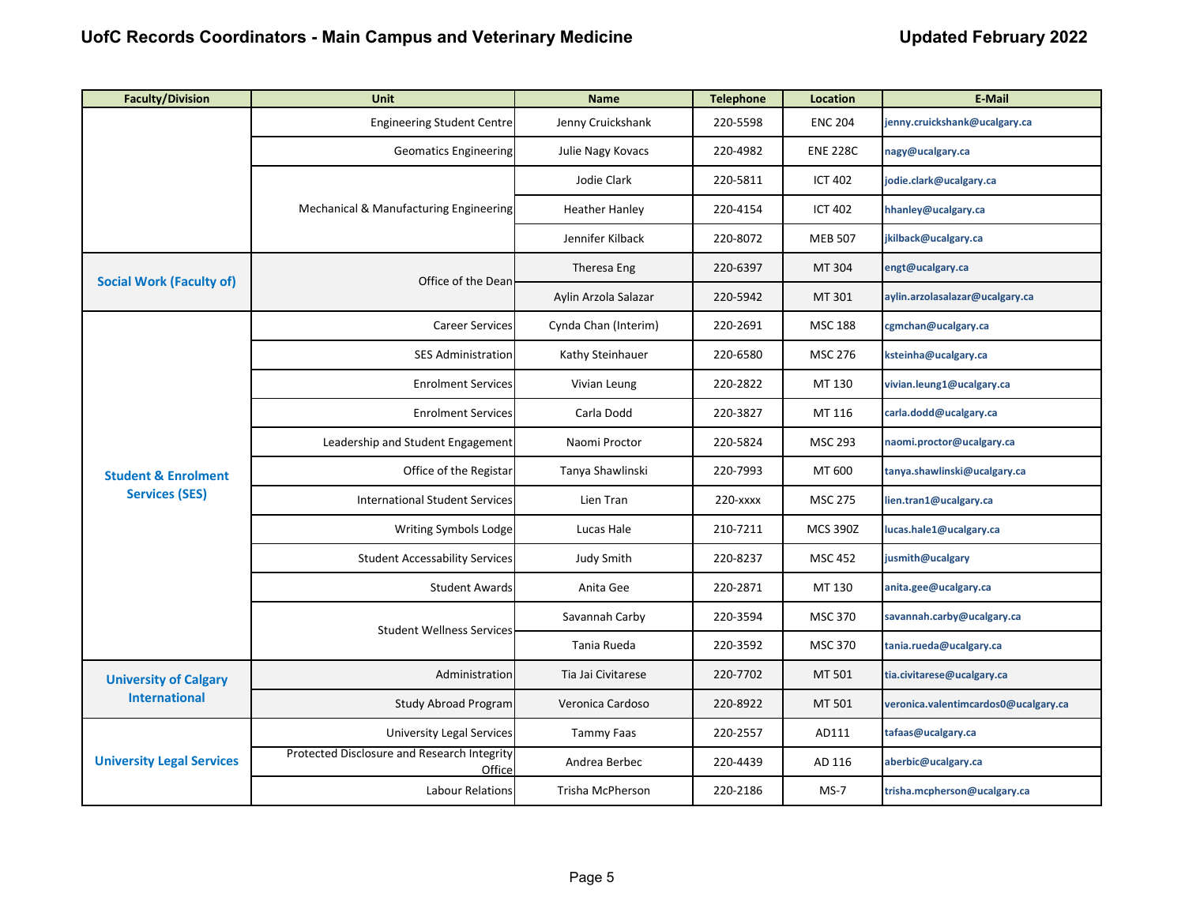# UofC Records Coordinators - Main Campus and Veterinary Medicine

**Updated February 2022**

| Faculty/Division | Unit | Name | Telephone | Location | E-Mail |
|---|---|---|---|---|---|
| | Engineering Student Centre | Jenny Cruickshank | 220-5598 | ENC 204 | jenny.cruickshank@ucalgary.ca |
| | Geomatics Engineering | Julie Nagy Kovacs | 220-4982 | ENE 228C | nagy@ucalgary.ca |
| | Mechanical & Manufacturing Engineering | Jodie Clark | 220-5811 | ICT 402 | jodie.clark@ucalgary.ca |
| | | Heather Hanley | 220-4154 | ICT 402 | hhanley@ucalgary.ca |
| | | Jennifer Kilback | 220-8072 | MEB 507 | jkilback@ucalgary.ca |
| **Social Work (Faculty of)** | Office of the Dean | Theresa Eng | 220-6397 | MT 304 | engt@ucalgary.ca |
| | | Aylin Arzola Salazar | 220-5942 | MT 301 | aylin.arzolasalazar@ucalgary.ca |
| **Student & Enrolment Services (SES)** | Career Services | Cynda Chan (Interim) | 220-2691 | MSC 188 | cgmchan@ucalgary.ca |
| | SES Administration | Kathy Steinhauer | 220-6580 | MSC 276 | ksteinha@ucalgary.ca |
| | Enrolment Services | Vivian Leung | 220-2822 | MT 130 | vivian.leung1@ucalgary.ca |
| | Enrolment Services | Carla Dodd | 220-3827 | MT 116 | carla.dodd@ucalgary.ca |
| | Leadership and Student Engagement | Naomi Proctor | 220-5824 | MSC 293 | naomi.proctor@ucalgary.ca |
| | Office of the Registar | Tanya Shawlinski | 220-7993 | MT 600 | tanya.shawlinski@ucalgary.ca |
| | International Student Services | Lien Tran | 220-xxxx | MSC 275 | lien.tran1@ucalgary.ca |
| | Writing Symbols Lodge | Lucas Hale | 210-7211 | MCS 390Z | lucas.hale1@ucalgary.ca |
| | Student Accessability Services | Judy Smith | 220-8237 | MSC 452 | jusmith@ucalgary |
| | Student Awards | Anita Gee | 220-2871 | MT 130 | anita.gee@ucalgary.ca |
| | Student Wellness Services | Savannah Carby | 220-3594 | MSC 370 | savannah.carby@ucalgary.ca |
| | | Tania Rueda | 220-3592 | MSC 370 | tania.rueda@ucalgary.ca |
| **University of Calgary International** | Administration | Tia Jai Civitarese | 220-7702 | MT 501 | tia.civitarese@ucalgary.ca |
| | Study Abroad Program | Veronica Cardoso | 220-8922 | MT 501 | veronica.valentimcardos0@ucalgary.ca |
| **University Legal Services** | University Legal Services | Tammy Faas | 220-2557 | AD111 | tafaas@ucalgary.ca |
| | Protected Disclosure and Research Integrity Office | Andrea Berbec | 220-4439 | AD 116 | aberbic@ucalgary.ca |
| | Labour Relations | Trisha McPherson | 220-2186 | MS-7 | trisha.mcpherson@ucalgary.ca |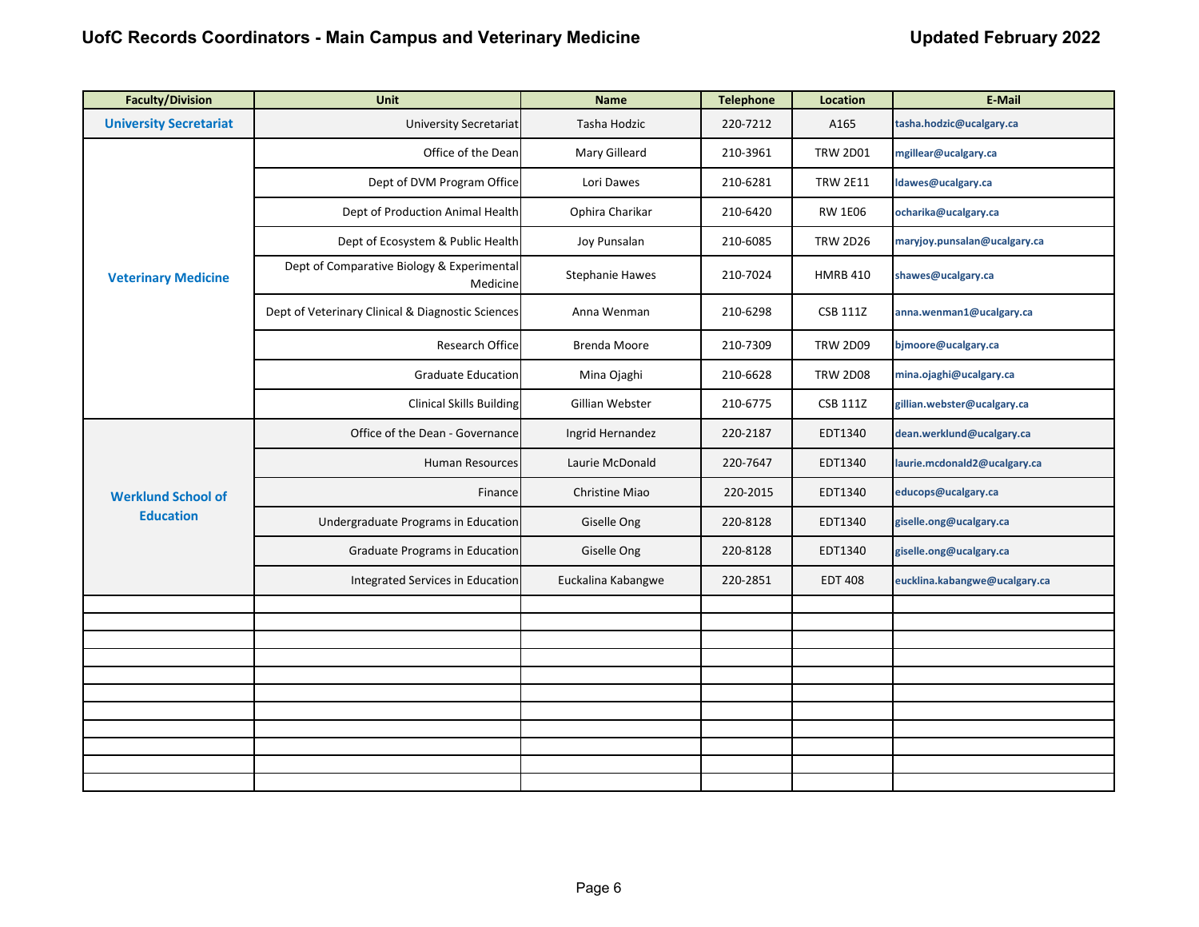## UofC Records Coordinators - Main Campus and Veterinary Medicine

**Updated February 2022**

| Faculty/Division | Unit | Name | Telephone | Location | E-Mail |
|---|---|---|---|---|---|
| **University Secretariat** | University Secretariat | Tasha Hodzic | 220-7212 | A165 | tasha.hodzic@ucalgary.ca |
| **Veterinary Medicine** | Office of the Dean | Mary Gilleard | 210-3961 | TRW 2D01 | mgillear@ucalgary.ca |
| | Dept of DVM Program Office | Lori Dawes | 210-6281 | TRW 2E11 | ldawes@ucalgary.ca |
| | Dept of Production Animal Health | Ophira Charikar | 210-6420 | RW 1E06 | ocharika@ucalgary.ca |
| | Dept of Ecosystem & Public Health | Joy Punsalan | 210-6085 | TRW 2D26 | maryjoy.punsalan@ucalgary.ca |
| | Dept of Comparative Biology & Experimental Medicine | Stephanie Hawes | 210-7024 | HMRB 410 | shawes@ucalgary.ca |
| | Dept of Veterinary Clinical & Diagnostic Sciences | Anna Wenman | 210-6298 | CSB 111Z | anna.wenman1@ucalgary.ca |
| | Research Office | Brenda Moore | 210-7309 | TRW 2D09 | bjmoore@ucalgary.ca |
| | Graduate Education | Mina Ojaghi | 210-6628 | TRW 2D08 | mina.ojaghi@ucalgary.ca |
| | Clinical Skills Building | Gillian Webster | 210-6775 | CSB 111Z | gillian.webster@ucalgary.ca |
| **Werklund School of Education** | Office of the Dean - Governance | Ingrid Hernandez | 220-2187 | EDT1340 | dean.werklund@ucalgary.ca |
| | Human Resources | Laurie McDonald | 220-7647 | EDT1340 | laurie.mcdonald2@ucalgary.ca |
| | Finance | Christine Miao | 220-2015 | EDT1340 | educops@ucalgary.ca |
| | Undergraduate Programs in Education | Giselle Ong | 220-8128 | EDT1340 | giselle.ong@ucalgary.ca |
| | Graduate Programs in Education | Giselle Ong | 220-8128 | EDT1340 | giselle.ong@ucalgary.ca |
| | Integrated Services in Education | Euckalina Kabangwe | 220-2851 | EDT 408 | eucklina.kabangwe@ucalgary.ca |